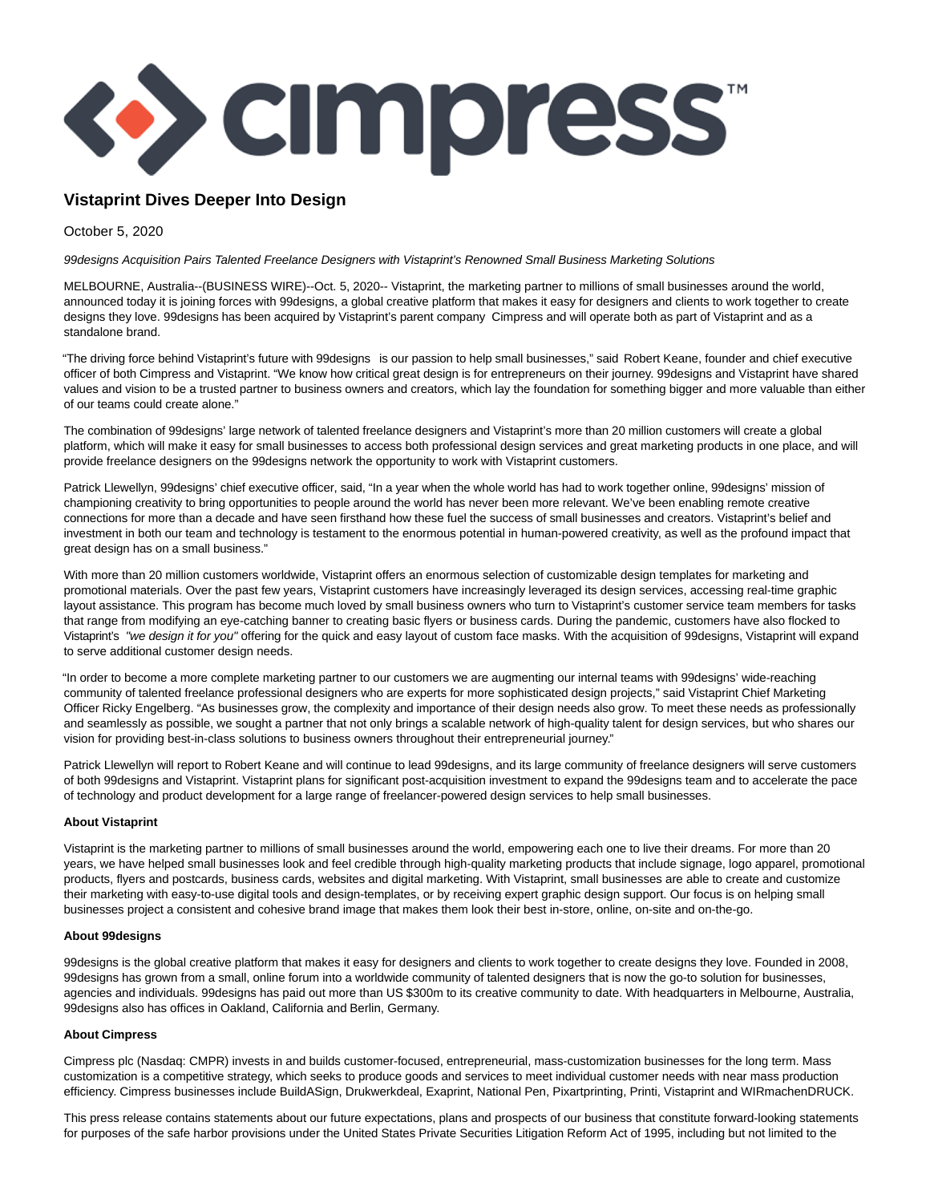# Vistaprint Dives Deeper Into Design

October 5, 2020

*99designs Acquisition Pairs Talented Freelance Designers with Vistaprint's Renowned Small Business Marketing Solutions*

MELBOURNE, Australia--(BUSINESS WIRE)--Oct. 5, 2020-- Vistaprint, the marketing partner to millions of small businesses around the world, announced today it is joining forces with 99designs, a global creative platform that makes it easy for designers and clients to work together to create designs they love. 99designs has been acquired by Vistaprint's parent company Cimpress and will operate both as part of Vistaprint and as a standalone brand.

"The driving force behind Vistaprint's future with 99designs is our passion to help small businesses," said Robert Keane, founder and chief executive officer of both Cimpress and Vistaprint. "We know how critical great design is for entrepreneurs on their journey. 99designs and Vistaprint have shared values and vision to be a trusted partner to business owners and creators, which lay the foundation for something bigger and more valuable than either of our teams could create alone."

The combination of 99designs' large network of talented freelance designers and Vistaprint's more than 20 million customers will create a global platform, which will make it easy for small businesses to access both professional design services and great marketing products in one place, and will provide freelance designers on the 99designs network the opportunity to work with Vistaprint customers.

Patrick Llewellyn, 99designs' chief executive officer, said, "In a year when the whole world has had to work together online, 99designs' mission of championing creativity to bring opportunities to people around the world has never been more relevant. We've been enabling remote creative connections for more than a decade and have seen firsthand how these fuel the success of small businesses and creators. Vistaprint's belief and investment in both our team and technology is testament to the enormous potential in human-powered creativity, as well as the profound impact that great design has on a small business."

With more than 20 million customers worldwide, Vistaprint offers an enormous selection of customizable design templates for marketing and promotional materials. Over the past few years, Vistaprint customers have increasingly leveraged its design services, accessing real-time graphic layout assistance. This program has become much loved by small business owners who turn to Vistaprint's customer service team members for tasks that range from modifying an eye-catching banner to creating basic flyers or business cards. During the pandemic, customers have also flocked to Vistaprint's *"we design it for you"* offering for the quick and easy layout of custom face masks. With the acquisition of 99designs, Vistaprint will expand to serve additional customer design needs.

"In order to become a more complete marketing partner to our customers we are augmenting our internal teams with 99designs' wide-reaching community of talented freelance professional designers who are experts for more sophisticated design projects," said Vistaprint Chief Marketing Officer Ricky Engelberg. "As businesses grow, the complexity and importance of their design needs also grow. To meet these needs as professionally and seamlessly as possible, we sought a partner that not only brings a scalable network of high-quality talent for design services, but who shares our vision for providing best-in-class solutions to business owners throughout their entrepreneurial journey."

Patrick Llewellyn will report to Robert Keane and will continue to lead 99designs, and its large community of freelance designers will serve customers of both 99designs and Vistaprint. Vistaprint plans for significant post-acquisition investment to expand the 99designs team and to accelerate the pace of technology and product development for a large range of freelancer-powered design services to help small businesses.

**About Vistaprint**

Vistaprint is the marketing partner to millions of small businesses around the world, empowering each one to live their dreams. For more than 20 years, we have helped small businesses look and feel credible through high-quality marketing products that include signage, logo apparel, promotional products, flyers and postcards, business cards, websites and digital marketing. With Vistaprint, small businesses are able to create and customize their marketing with easy-to-use digital tools and design-templates, or by receiving expert graphic design support. Our focus is on helping small businesses project a consistent and cohesive brand image that makes them look their best in-store, online, on-site and on-the-go.

**About 99designs**

99designs is the global creative platform that makes it easy for designers and clients to work together to create designs they love. Founded in 2008, 99designs has grown from a small, online forum into a worldwide community of talented designers that is now the go-to solution for businesses, agencies and individuals. 99designs has paid out more than US $300m to its creative community to date. With headquarters in Melbourne, Australia, 99designs also has offices in Oakland, California and Berlin, Germany.

**About Cimpress**

Cimpress plc (Nasdaq: CMPR) invests in and builds customer-focused, entrepreneurial, mass-customization businesses for the long term. Mass customization is a competitive strategy, which seeks to produce goods and services to meet individual customer needs with near mass production efficiency. Cimpress businesses include BuildASign, Drukwerkdeal, Exaprint, National Pen, Pixartprinting, Printi, Vistaprint and WIRmachenDRUCK.

This press release contains statements about our future expectations, plans and prospects of our business that constitute forward-looking statements for purposes of the safe harbor provisions under the United States Private Securities Litigation Reform Act of 1995, including but not limited to the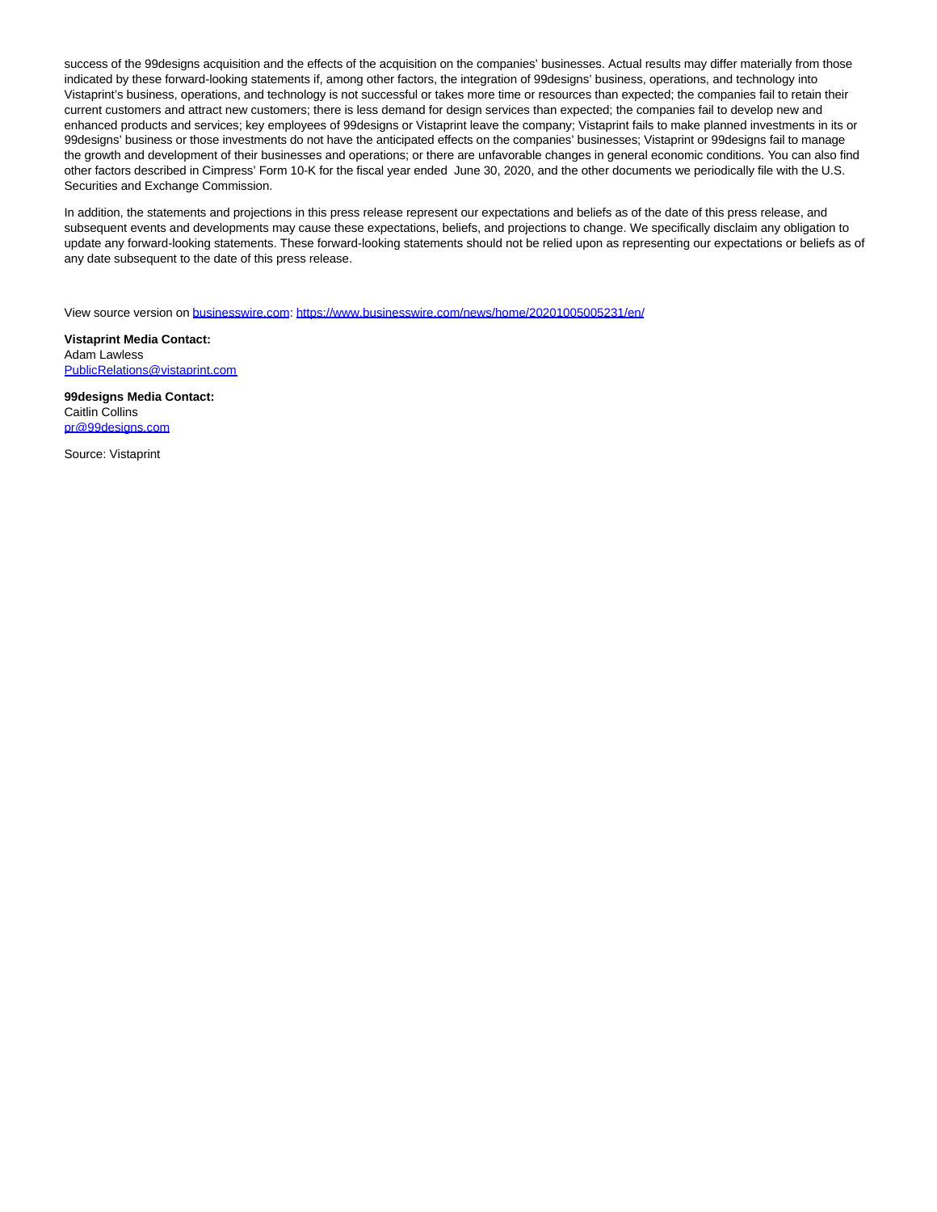success of the 99designs acquisition and the effects of the acquisition on the companies' businesses. Actual results may differ materially from those indicated by these forward-looking statements if, among other factors, the integration of 99designs' business, operations, and technology into Vistaprint's business, operations, and technology is not successful or takes more time or resources than expected; the companies fail to retain their current customers and attract new customers; there is less demand for design services than expected; the companies fail to develop new and enhanced products and services; key employees of 99designs or Vistaprint leave the company; Vistaprint fails to make planned investments in its or 99designs' business or those investments do not have the anticipated effects on the companies' businesses; Vistaprint or 99designs fail to manage the growth and development of their businesses and operations; or there are unfavorable changes in general economic conditions. You can also find other factors described in Cimpress' Form 10-K for the fiscal year ended June 30, 2020, and the other documents we periodically file with the U.S. Securities and Exchange Commission.

In addition, the statements and projections in this press release represent our expectations and beliefs as of the date of this press release, and subsequent events and developments may cause these expectations, beliefs, and projections to change. We specifically disclaim any obligation to update any forward-looking statements. These forward-looking statements should not be relied upon as representing our expectations or beliefs as of any date subsequent to the date of this press release.

View source version on businesswire.com: https://www.businesswire.com/news/home/20201005005231/en/

**Vistaprint Media Contact:**
Adam Lawless
PublicRelations@vistaprint.com

**99designs Media Contact:**
Caitlin Collins
pr@99designs.com

Source: Vistaprint